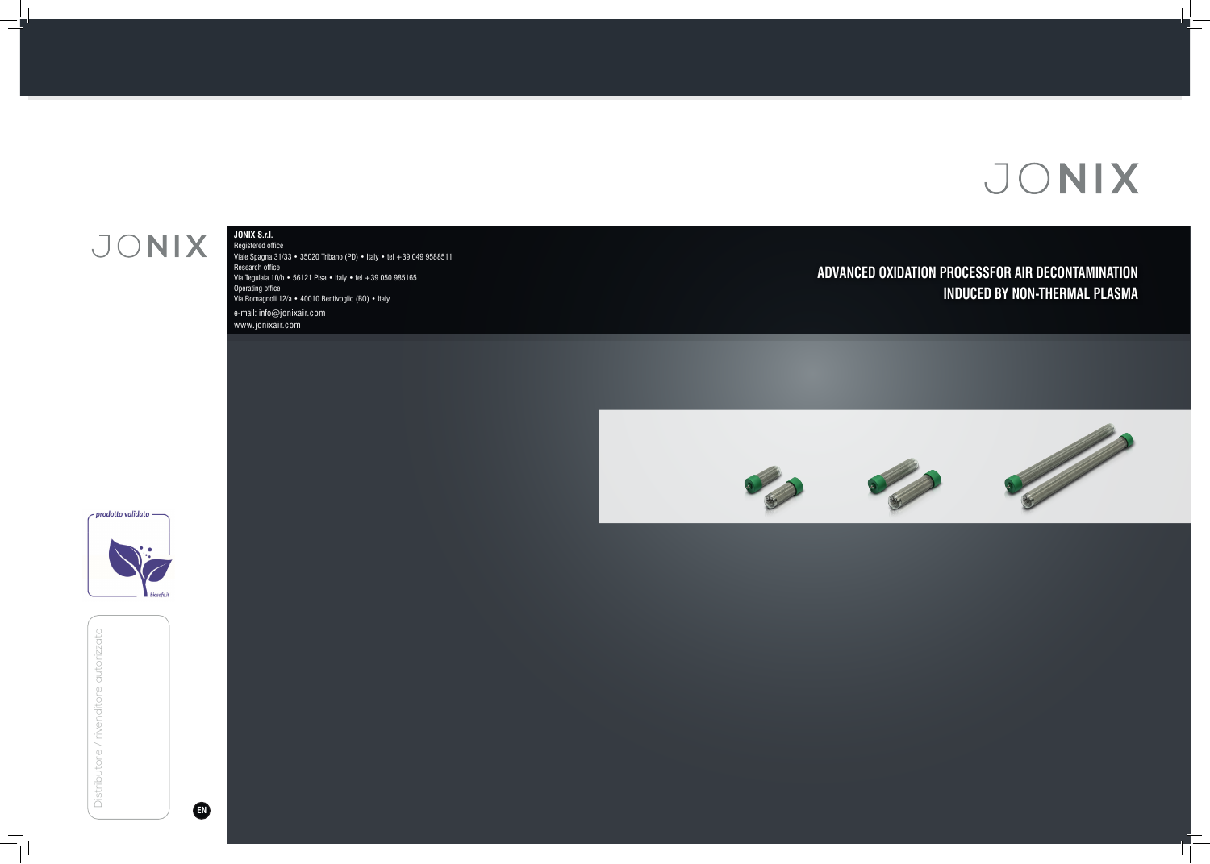# JONIX

## ADVANCED OXIDATION PROCESSFOR AIR DECONTAMINATION INDUCED BY NON-THERMAL PLASMA

JONIX

**JONIX S.r.l.**
Registered office
Viale Spagna 31/33 • 35020 Tribano (PD) • Italy • tel +39 049 9588511
Research office
Via Tegulaia 10/b • 56121 Pisa • Italy • tel +39 050 985165
Operating office
Via Romagnoli 12/a • 40010 Bentivoglio (BO) • Italy
e-mail: info@jonixair.com
www.jonixair.com

prodotto validato

biosafe.it

Distributore / rivenditore autorizzato

EN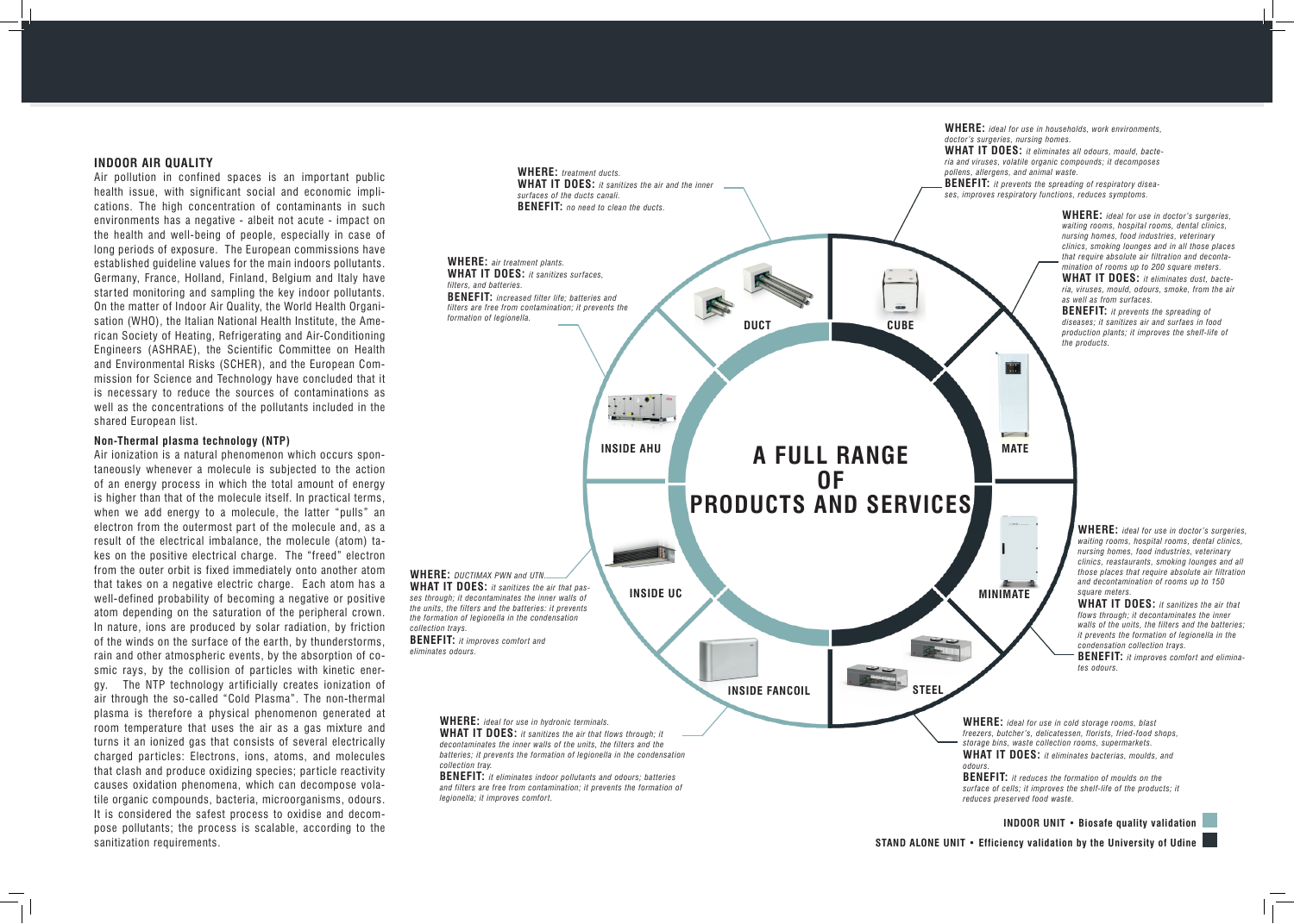## INDOOR AIR QUALITY

Air pollution in confined spaces is an important public health issue, with significant social and economic implications. The high concentration of contaminants in such environments has a negative - albeit not acute - impact on the health and well-being of people, especially in case of long periods of exposure. The European commissions have established guideline values for the main indoors pollutants. Germany, France, Holland, Finland, Belgium and Italy have started monitoring and sampling the key indoor pollutants. On the matter of Indoor Air Quality, the World Health Organisation (WHO), the Italian National Health Institute, the American Society of Heating, Refrigerating and Air-Conditioning Engineers (ASHRAE), the Scientific Committee on Health and Environmental Risks (SCHER), and the European Commission for Science and Technology have concluded that it is necessary to reduce the sources of contaminations as well as the concentrations of the pollutants included in the shared European list.

### Non-Thermal plasma technology (NTP)

Air ionization is a natural phenomenon which occurs spontaneously whenever a molecule is subjected to the action of an energy process in which the total amount of energy is higher than that of the molecule itself. In practical terms, when we add energy to a molecule, the latter "pulls" an electron from the outermost part of the molecule and, as a result of the electrical imbalance, the molecule (atom) takes on the positive electrical charge. The "freed" electron from the outer orbit is fixed immediately onto another atom that takes on a negative electric charge. Each atom has a well-defined probability of becoming a negative or positive atom depending on the saturation of the peripheral crown. In nature, ions are produced by solar radiation, by friction of the winds on the surface of the earth, by thunderstorms, rain and other atmospheric events, by the absorption of cosmic rays, by the collision of particles with kinetic energy. The NTP technology artificially creates ionization of air through the so-called "Cold Plasma". The non-thermal plasma is therefore a physical phenomenon generated at room temperature that uses the air as a gas mixture and turns it an ionized gas that consists of several electrically charged particles: Electrons, ions, atoms, and molecules that clash and produce oxidizing species; particle reactivity causes oxidation phenomena, which can decompose volatile organic compounds, bacteria, microorganisms, odours. It is considered the safest process to oxidise and decompose pollutants; the process is scalable, according to the sanitization requirements.

## A FULL RANGE OF PRODUCTS AND SERVICES

### DUCT

**WHERE:** *treatment ducts.*
**WHAT IT DOES:** *it sanitizes the air and the inner surfaces of the ducts canali.*
**BENEFIT:** *no need to clean the ducts.*

### CUBE

**WHERE:** *ideal for use in households, work environments, doctor's surgeries, nursing homes.*
**WHAT IT DOES:** *it eliminates all odours, mould, bacteria and viruses, volatile organic compounds; it decomposes pollens, allergens, and animal waste.*
**BENEFIT:** *it prevents the spreading of respiratory diseases, improves respiratory functions, reduces symptoms.*

### MATE

**WHERE:** *ideal for use in doctor's surgeries, waiting rooms, hospital rooms, dental clinics, nursing homes, food industries, veterinary clinics, smoking lounges and in all those places that require absolute air filtration and decontamination of rooms up to 200 square meters.*
**WHAT IT DOES:** *it eliminates dust, bacteria, viruses, mould, odours, smoke, from the air as well as from surfaces.*
**BENEFIT:** *it prevents the spreading of diseases; it sanitizes air and surfaes in food production plants; it improves the shelf-life of the products.*

### MINIMATE

**WHERE:** *ideal for use in doctor's surgeries, waiting rooms, hospital rooms, dental clinics, nursing homes, food industries, veterinary clinics, reastaurants, smoking lounges and all those places that require absolute air filtration and decontamination of rooms up to 150 square meters.*
**WHAT IT DOES:** *it sanitizes the air that flows through; it decontaminates the inner walls of the units, the filters and the batteries; it prevents the formation of legionella in the condensation collection trays.*
**BENEFIT:** *it improves comfort and eliminates odours.*

### STEEL

**WHERE:** *ideal for use in cold storage rooms, blast freezers, butcher's, delicatessen, florists, fried-food shops, storage bins, waste collection rooms, supermarkets.*
**WHAT IT DOES:** *it eliminates bacterias, moulds, and odours.*
**BENEFIT:** *it reduces the formation of moulds on the surface of cells; it improves the shelf-life of the products; it reduces preserved food waste.*

### INSIDE FANCOIL

**WHERE:** *ideal for use in hydronic terminals.*
**WHAT IT DOES:** *it sanitizes the air that flows through; it decontaminates the inner walls of the units, the filters and the batteries; it prevents the formation of legionella in the condensation collection tray.*
**BENEFIT:** *it eliminates indoor pollutants and odours; batteries and filters are free from contamination; it prevents the formation of legionella; it improves comfort.*

### INSIDE UC

**WHERE:** *DUCTIMAX PWN and UTN.*
**WHAT IT DOES:** *it sanitizes the air that passes through; it decontaminates the inner walls of the units, the filters and the batteries: it prevents the formation of legionella in the condensation collection trays.*
**BENEFIT:** *it improves comfort and eliminates odours.*

### INSIDE AHU

**WHERE:** *air treatment plants.*
**WHAT IT DOES:** *it sanitizes surfaces, filters, and batteries.*
**BENEFIT:** *increased filter life; batteries and filters are free from contamination; it prevents the formation of legionella.*

**INDOOR UNIT • Biosafe quality validation**

**STAND ALONE UNIT • Efficiency validation by the University of Udine**